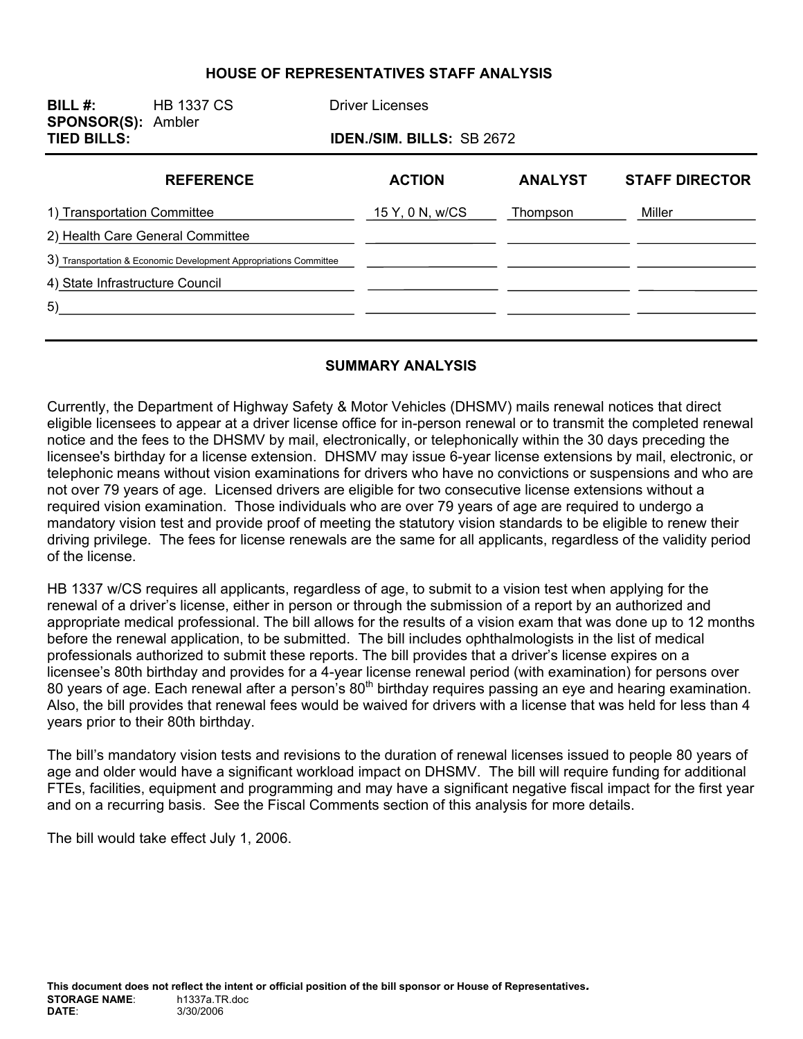# HOUSE OF REPRESENTATIVES STAFF ANALYSIS

**BILL #:** HB 1337 CS — Driver Licenses

**SPONSOR(S):** Ambler

**TIED BILLS:** — **IDEN./SIM. BILLS:** SB 2672

| REFERENCE | ACTION | ANALYST | STAFF DIRECTOR |
|---|---|---|---|
| 1) Transportation Committee | 15 Y, 0 N, w/CS | Thompson | Miller |
| 2) Health Care General Committee | | | |
| 3) Transportation & Economic Development Appropriations Committee | | | |
| 4) State Infrastructure Council | | | |
| 5) | | | |

## SUMMARY ANALYSIS

Currently, the Department of Highway Safety & Motor Vehicles (DHSMV) mails renewal notices that direct eligible licensees to appear at a driver license office for in-person renewal or to transmit the completed renewal notice and the fees to the DHSMV by mail, electronically, or telephonically within the 30 days preceding the licensee's birthday for a license extension. DHSMV may issue 6-year license extensions by mail, electronic, or telephonic means without vision examinations for drivers who have no convictions or suspensions and who are not over 79 years of age. Licensed drivers are eligible for two consecutive license extensions without a required vision examination. Those individuals who are over 79 years of age are required to undergo a mandatory vision test and provide proof of meeting the statutory vision standards to be eligible to renew their driving privilege. The fees for license renewals are the same for all applicants, regardless of the validity period of the license.

HB 1337 w/CS requires all applicants, regardless of age, to submit to a vision test when applying for the renewal of a driver's license, either in person or through the submission of a report by an authorized and appropriate medical professional. The bill allows for the results of a vision exam that was done up to 12 months before the renewal application, to be submitted. The bill includes ophthalmologists in the list of medical professionals authorized to submit these reports. The bill provides that a driver's license expires on a licensee's 80th birthday and provides for a 4-year license renewal period (with examination) for persons over 80 years of age. Each renewal after a person's 80th birthday requires passing an eye and hearing examination. Also, the bill provides that renewal fees would be waived for drivers with a license that was held for less than 4 years prior to their 80th birthday.

The bill's mandatory vision tests and revisions to the duration of renewal licenses issued to people 80 years of age and older would have a significant workload impact on DHSMV. The bill will require funding for additional FTEs, facilities, equipment and programming and may have a significant negative fiscal impact for the first year and on a recurring basis. See the Fiscal Comments section of this analysis for more details.

The bill would take effect July 1, 2006.

**This document does not reflect the intent or official position of the bill sponsor or House of Representatives.**

**STORAGE NAME:** h1337a.TR.doc
**DATE:** 3/30/2006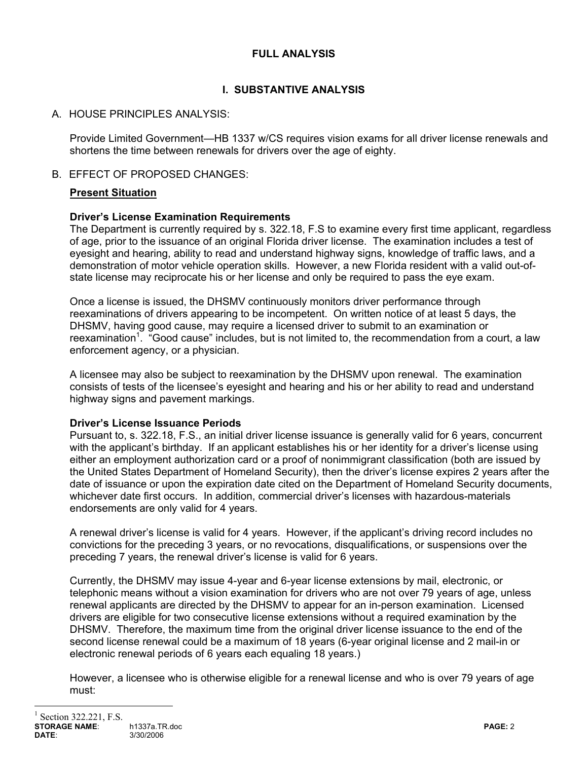**FULL ANALYSIS**

## I. SUBSTANTIVE ANALYSIS

A. HOUSE PRINCIPLES ANALYSIS:

Provide Limited Government—HB 1337 w/CS requires vision exams for all driver license renewals and shortens the time between renewals for drivers over the age of eighty.

B. EFFECT OF PROPOSED CHANGES:

**Present Situation**

**Driver's License Examination Requirements**
The Department is currently required by s. 322.18, F.S to examine every first time applicant, regardless of age, prior to the issuance of an original Florida driver license. The examination includes a test of eyesight and hearing, ability to read and understand highway signs, knowledge of traffic laws, and a demonstration of motor vehicle operation skills. However, a new Florida resident with a valid out-of-state license may reciprocate his or her license and only be required to pass the eye exam.

Once a license is issued, the DHSMV continuously monitors driver performance through reexaminations of drivers appearing to be incompetent. On written notice of at least 5 days, the DHSMV, having good cause, may require a licensed driver to submit to an examination or reexamination[1]. "Good cause" includes, but is not limited to, the recommendation from a court, a law enforcement agency, or a physician.

A licensee may also be subject to reexamination by the DHSMV upon renewal. The examination consists of tests of the licensee's eyesight and hearing and his or her ability to read and understand highway signs and pavement markings.

**Driver's License Issuance Periods**
Pursuant to, s. 322.18, F.S., an initial driver license issuance is generally valid for 6 years, concurrent with the applicant's birthday. If an applicant establishes his or her identity for a driver's license using either an employment authorization card or a proof of nonimmigrant classification (both are issued by the United States Department of Homeland Security), then the driver's license expires 2 years after the date of issuance or upon the expiration date cited on the Department of Homeland Security documents, whichever date first occurs. In addition, commercial driver's licenses with hazardous-materials endorsements are only valid for 4 years.

A renewal driver's license is valid for 4 years. However, if the applicant's driving record includes no convictions for the preceding 3 years, or no revocations, disqualifications, or suspensions over the preceding 7 years, the renewal driver's license is valid for 6 years.

Currently, the DHSMV may issue 4-year and 6-year license extensions by mail, electronic, or telephonic means without a vision examination for drivers who are not over 79 years of age, unless renewal applicants are directed by the DHSMV to appear for an in-person examination. Licensed drivers are eligible for two consecutive license extensions without a required examination by the DHSMV. Therefore, the maximum time from the original driver license issuance to the end of the second license renewal could be a maximum of 18 years (6-year original license and 2 mail-in or electronic renewal periods of 6 years each equaling 18 years.)

However, a licensee who is otherwise eligible for a renewal license and who is over 79 years of age must:

---

[1] Section 322.221, F.S.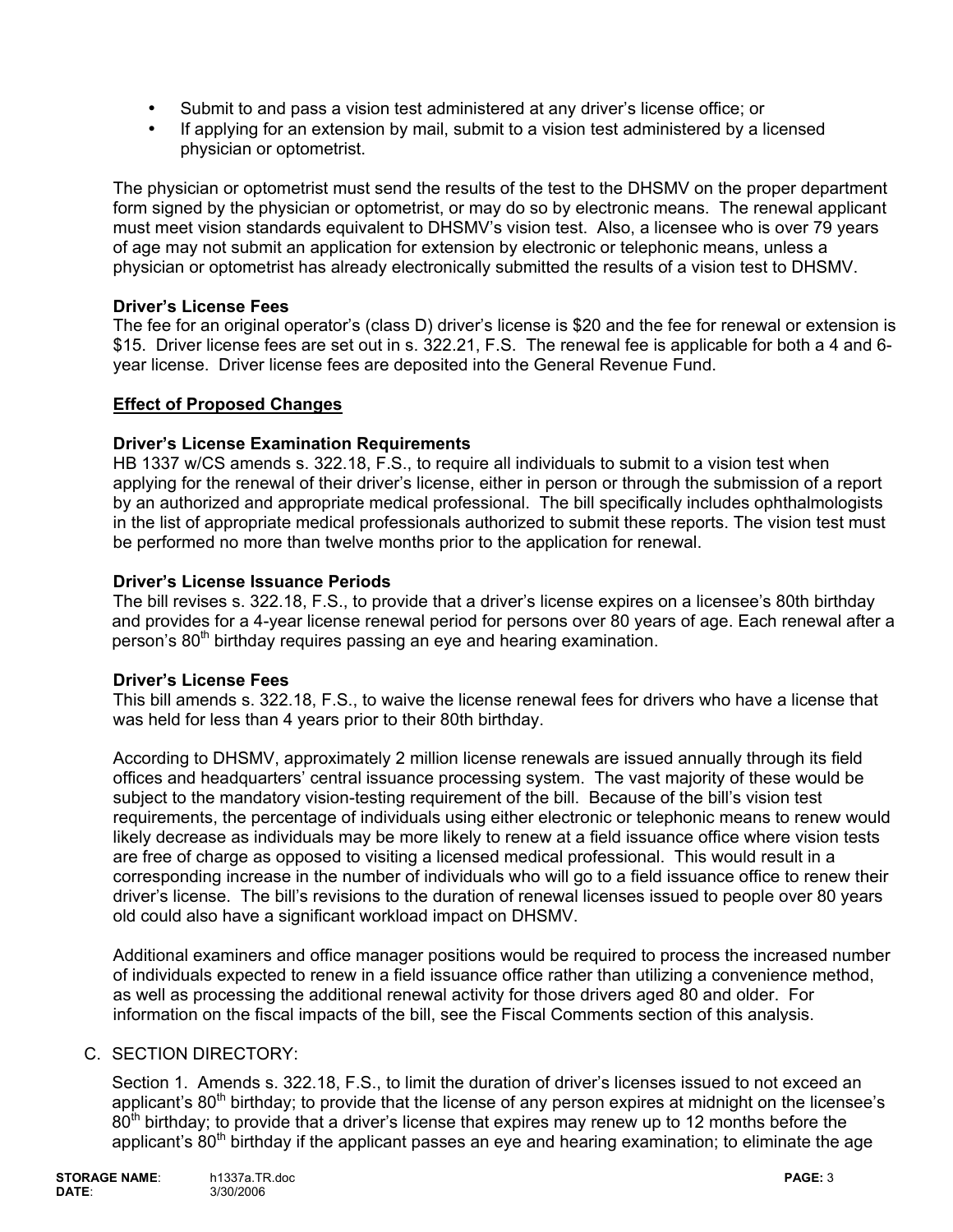- Submit to and pass a vision test administered at any driver's license office; or
- If applying for an extension by mail, submit to a vision test administered by a licensed physician or optometrist.

The physician or optometrist must send the results of the test to the DHSMV on the proper department form signed by the physician or optometrist, or may do so by electronic means. The renewal applicant must meet vision standards equivalent to DHSMV's vision test. Also, a licensee who is over 79 years of age may not submit an application for extension by electronic or telephonic means, unless a physician or optometrist has already electronically submitted the results of a vision test to DHSMV.

**Driver's License Fees**

The fee for an original operator's (class D) driver's license is $20 and the fee for renewal or extension is $15. Driver license fees are set out in s. 322.21, F.S. The renewal fee is applicable for both a 4 and 6-year license. Driver license fees are deposited into the General Revenue Fund.

**Effect of Proposed Changes**

**Driver's License Examination Requirements**

HB 1337 w/CS amends s. 322.18, F.S., to require all individuals to submit to a vision test when applying for the renewal of their driver's license, either in person or through the submission of a report by an authorized and appropriate medical professional. The bill specifically includes ophthalmologists in the list of appropriate medical professionals authorized to submit these reports. The vision test must be performed no more than twelve months prior to the application for renewal.

**Driver's License Issuance Periods**

The bill revises s. 322.18, F.S., to provide that a driver's license expires on a licensee's 80th birthday and provides for a 4-year license renewal period for persons over 80 years of age. Each renewal after a person's 80th birthday requires passing an eye and hearing examination.

**Driver's License Fees**

This bill amends s. 322.18, F.S., to waive the license renewal fees for drivers who have a license that was held for less than 4 years prior to their 80th birthday.

According to DHSMV, approximately 2 million license renewals are issued annually through its field offices and headquarters' central issuance processing system. The vast majority of these would be subject to the mandatory vision-testing requirement of the bill. Because of the bill's vision test requirements, the percentage of individuals using either electronic or telephonic means to renew would likely decrease as individuals may be more likely to renew at a field issuance office where vision tests are free of charge as opposed to visiting a licensed medical professional. This would result in a corresponding increase in the number of individuals who will go to a field issuance office to renew their driver's license. The bill's revisions to the duration of renewal licenses issued to people over 80 years old could also have a significant workload impact on DHSMV.

Additional examiners and office manager positions would be required to process the increased number of individuals expected to renew in a field issuance office rather than utilizing a convenience method, as well as processing the additional renewal activity for those drivers aged 80 and older. For information on the fiscal impacts of the bill, see the Fiscal Comments section of this analysis.

C. SECTION DIRECTORY:

Section 1. Amends s. 322.18, F.S., to limit the duration of driver's licenses issued to not exceed an applicant's 80th birthday; to provide that the license of any person expires at midnight on the licensee's 80th birthday; to provide that a driver's license that expires may renew up to 12 months before the applicant's 80th birthday if the applicant passes an eye and hearing examination; to eliminate the age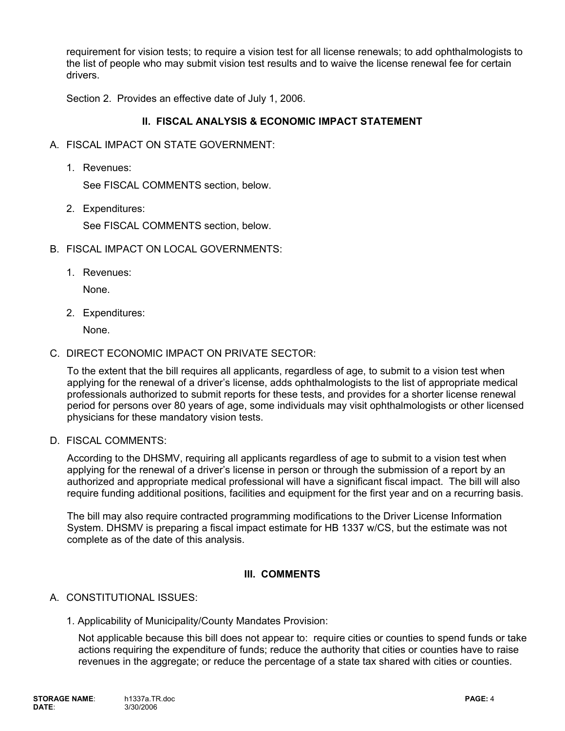requirement for vision tests; to require a vision test for all license renewals; to add ophthalmologists to the list of people who may submit vision test results and to waive the license renewal fee for certain drivers.

Section 2. Provides an effective date of July 1, 2006.

## II. FISCAL ANALYSIS & ECONOMIC IMPACT STATEMENT

A. FISCAL IMPACT ON STATE GOVERNMENT:

1. Revenues:

   See FISCAL COMMENTS section, below.

2. Expenditures:

   See FISCAL COMMENTS section, below.

B. FISCAL IMPACT ON LOCAL GOVERNMENTS:

1. Revenues:

   None.

2. Expenditures:

   None.

C. DIRECT ECONOMIC IMPACT ON PRIVATE SECTOR:

To the extent that the bill requires all applicants, regardless of age, to submit to a vision test when applying for the renewal of a driver's license, adds ophthalmologists to the list of appropriate medical professionals authorized to submit reports for these tests, and provides for a shorter license renewal period for persons over 80 years of age, some individuals may visit ophthalmologists or other licensed physicians for these mandatory vision tests.

D. FISCAL COMMENTS:

According to the DHSMV, requiring all applicants regardless of age to submit to a vision test when applying for the renewal of a driver's license in person or through the submission of a report by an authorized and appropriate medical professional will have a significant fiscal impact. The bill will also require funding additional positions, facilities and equipment for the first year and on a recurring basis.

The bill may also require contracted programming modifications to the Driver License Information System. DHSMV is preparing a fiscal impact estimate for HB 1337 w/CS, but the estimate was not complete as of the date of this analysis.

## III. COMMENTS

A. CONSTITUTIONAL ISSUES:

1. Applicability of Municipality/County Mandates Provision:

   Not applicable because this bill does not appear to: require cities or counties to spend funds or take actions requiring the expenditure of funds; reduce the authority that cities or counties have to raise revenues in the aggregate; or reduce the percentage of a state tax shared with cities or counties.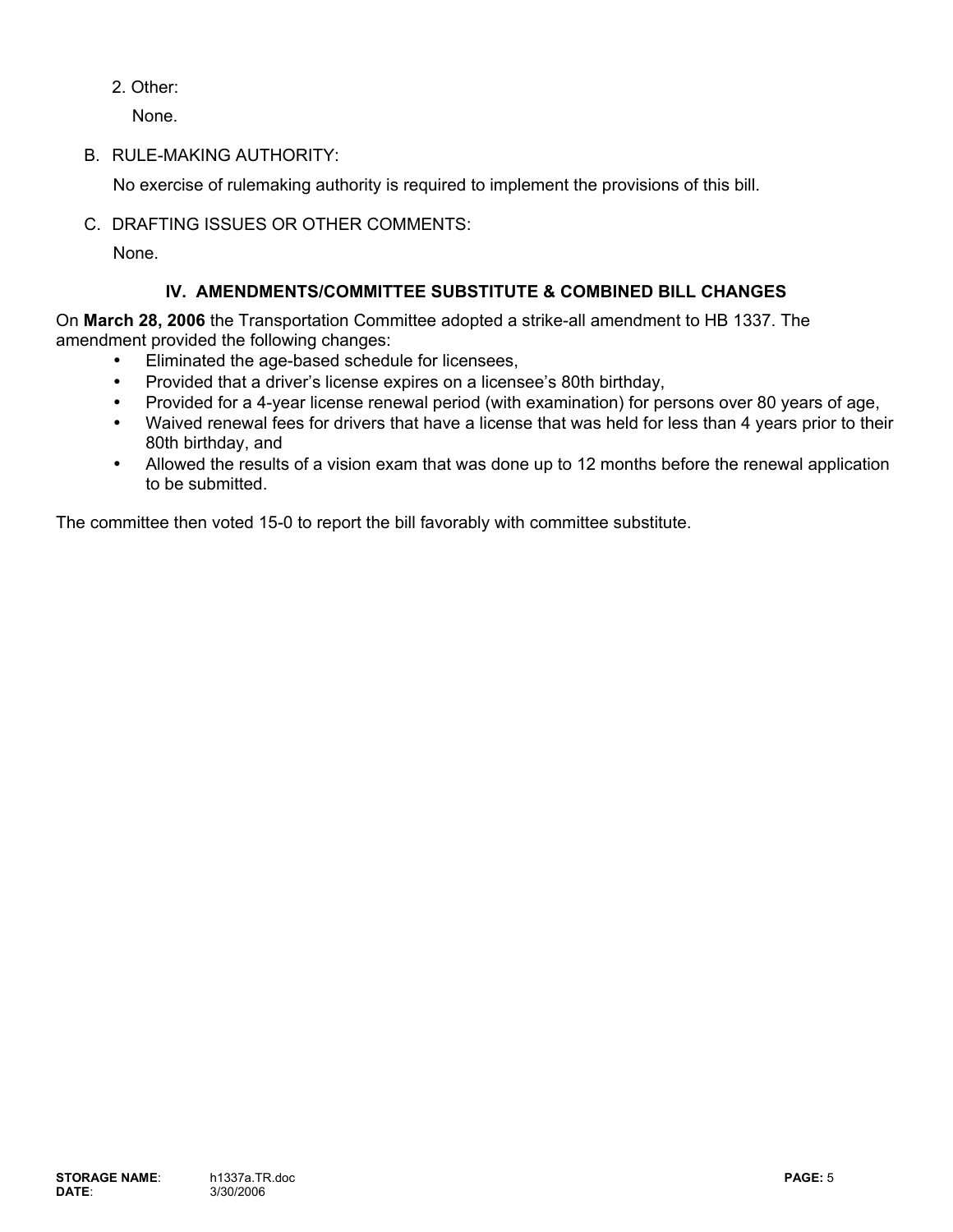2. Other:

None.

B. RULE-MAKING AUTHORITY:

No exercise of rulemaking authority is required to implement the provisions of this bill.

C. DRAFTING ISSUES OR OTHER COMMENTS:

None.

## IV. AMENDMENTS/COMMITTEE SUBSTITUTE & COMBINED BILL CHANGES

On **March 28, 2006** the Transportation Committee adopted a strike-all amendment to HB 1337. The amendment provided the following changes:

- Eliminated the age-based schedule for licensees,
- Provided that a driver's license expires on a licensee's 80th birthday,
- Provided for a 4-year license renewal period (with examination) for persons over 80 years of age,
- Waived renewal fees for drivers that have a license that was held for less than 4 years prior to their 80th birthday, and
- Allowed the results of a vision exam that was done up to 12 months before the renewal application to be submitted.

The committee then voted 15-0 to report the bill favorably with committee substitute.